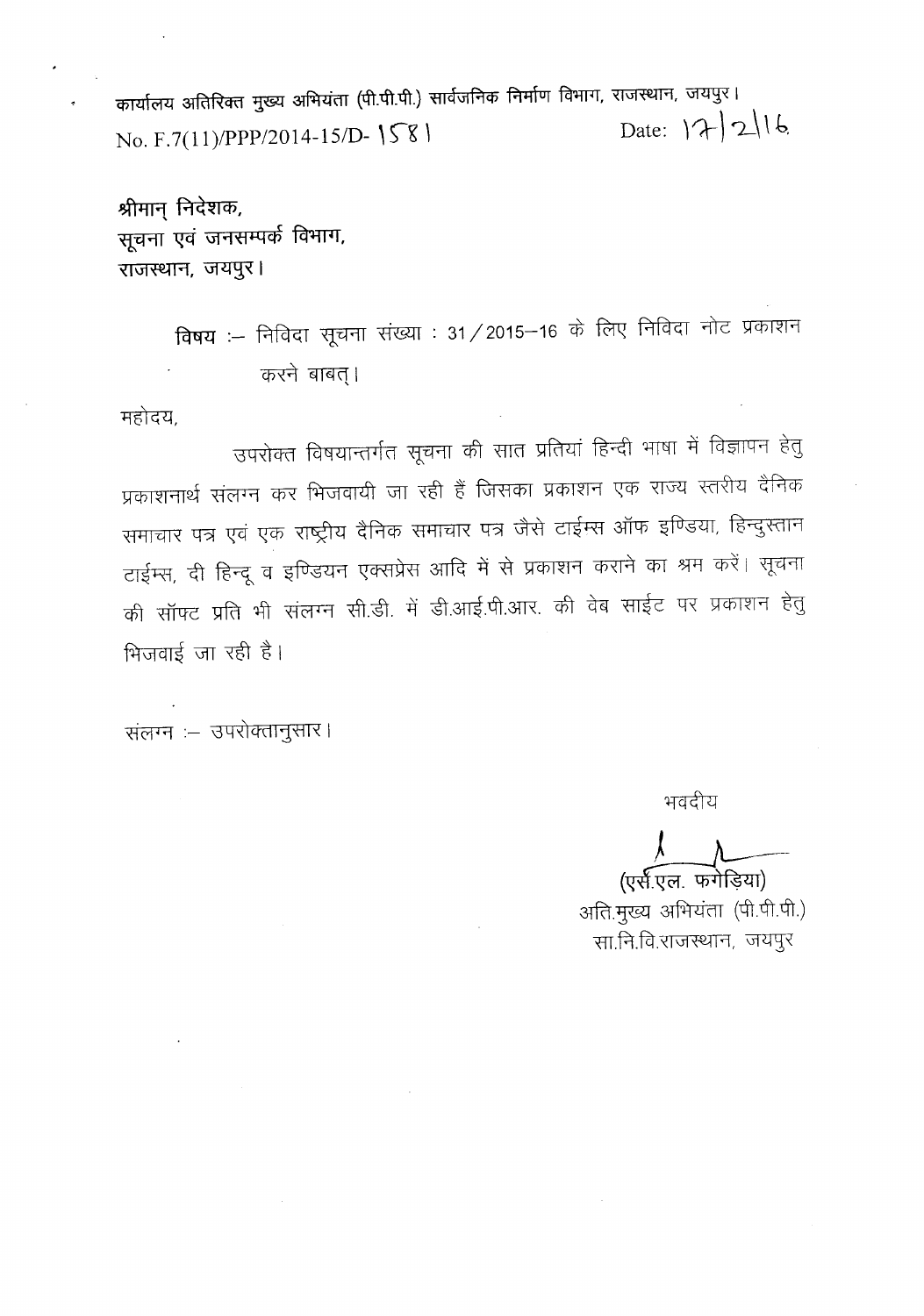कार्यालय अतिरिक्त मुख्य अभियंता (पी.पी.पी.) सार्वजनिक निर्माण विभाग, राजस्थान, जयपुर।

No. F.7(11)/PPP/2014-15/D- 1581 Date: 17/2/16

श्रीमान् निदेशक,
सूचना एवं जनसम्पर्क विभाग,
राजस्थान, जयपुर।

**विषय :–** निविदा सूचना संख्या : 31/2015–16 के लिए निविदा नोट प्रकाशन करने बाबत्।

महोदय,

उपरोक्त विषयान्तर्गत सूचना की सात प्रतियां हिन्दी भाषा में विज्ञापन हेतु प्रकाशनार्थ संलग्न कर भिजवायी जा रही हैं जिसका प्रकाशन एक राज्य स्तरीय दैनिक समाचार पत्र एवं एक राष्ट्रीय दैनिक समाचार पत्र जैसे टाईम्स ऑफ इण्डिया, हिन्दुस्तान टाईम्स, दी हिन्दू व इण्डियन एक्सप्रेस आदि में से प्रकाशन कराने का श्रम करें। सूचना की सॉफ्ट प्रति भी संलग्न सी.डी. में डी.आई.पी.आर. की वेब साईट पर प्रकाशन हेतु भिजवाई जा रही है।

संलग्न :– उपरोक्तानुसार।

भवदीय

(एस.एल. फगेड़िया)
अति.मुख्य अभियंता (पी.पी.पी.)
सा.नि.वि.राजस्थान, जयपुर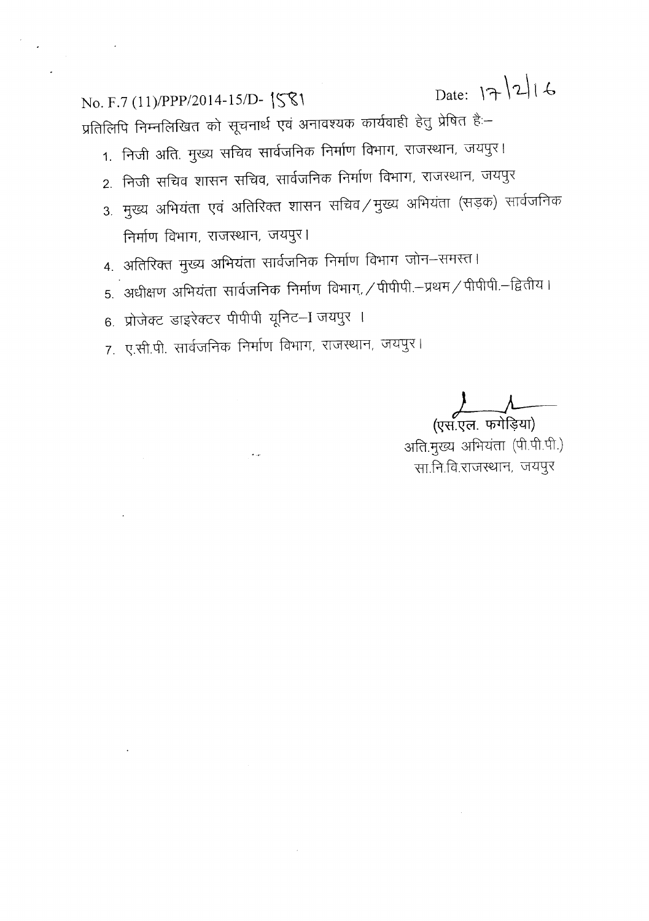No. F.7 (11)/PPP/2014-15/D- 1581 Date: 17/2/16

प्रतिलिपि निम्नलिखित को सूचनार्थ एवं अनावश्यक कार्यवाही हेतु प्रेषित है:–

1. निजी अति. मुख्य सचिव सार्वजनिक निर्माण विभाग, राजस्थान, जयपुर।
2. निजी सचिव शासन सचिव, सार्वजनिक निर्माण विभाग, राजस्थान, जयपुर
3. मुख्य अभियंता एवं अतिरिक्त शासन सचिव/मुख्य अभियंता (सड़क) सार्वजनिक निर्माण विभाग, राजस्थान, जयपुर।
4. अतिरिक्त मुख्य अभियंता सार्वजनिक निर्माण विभाग जोन–समस्त।
5. अधीक्षण अभियंता सार्वजनिक निर्माण विभाग, /पीपीपी.–प्रथम/पीपीपी.–द्वितीय।
6. प्रोजेक्ट डाइरेक्टर पीपीपी यूनिट–I जयपुर ।
7. ए.सी.पी. सार्वजनिक निर्माण विभाग, राजस्थान, जयपुर।

(एस.एल. फगेड़िया)
अति.मुख्य अभियंता (पी.पी.पी.)
सा.नि.वि.राजस्थान, जयपुर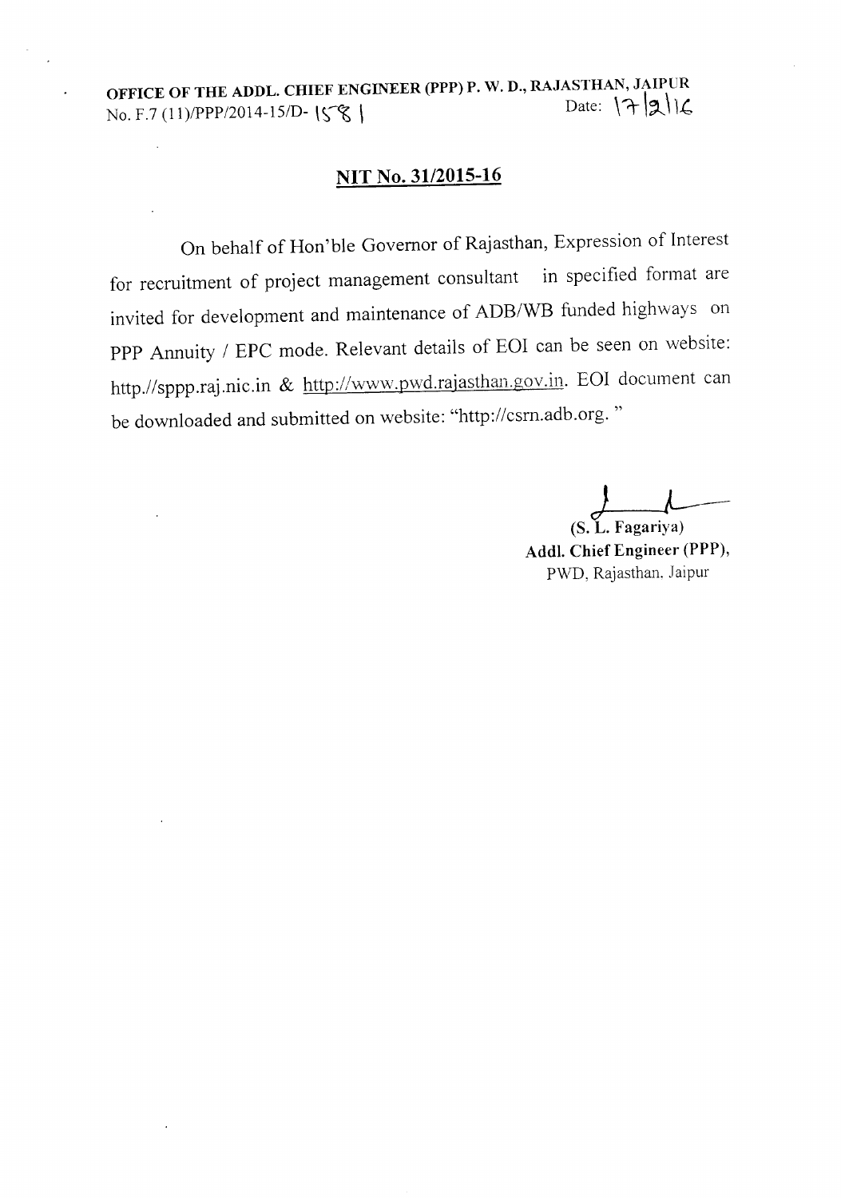**OFFICE OF THE ADDL. CHIEF ENGINEER (PPP) P. W. D., RAJASTHAN, JAIPUR**
No. F.7 (11)/PPP/2014-15/D- 1581 Date: 17/2/16

## NIT No. 31/2015-16

On behalf of Hon'ble Governor of Rajasthan, Expression of Interest for recruitment of project management consultant in specified format are invited for development and maintenance of ADB/WB funded highways on PPP Annuity / EPC mode. Relevant details of EOI can be seen on website: http.//sppp.raj.nic.in & http://www.pwd.rajasthan.gov.in. EOI document can be downloaded and submitted on website: "http://csrn.adb.org. "

(S. L. Fagariya)
**Addl. Chief Engineer (PPP),**
PWD, Rajasthan, Jaipur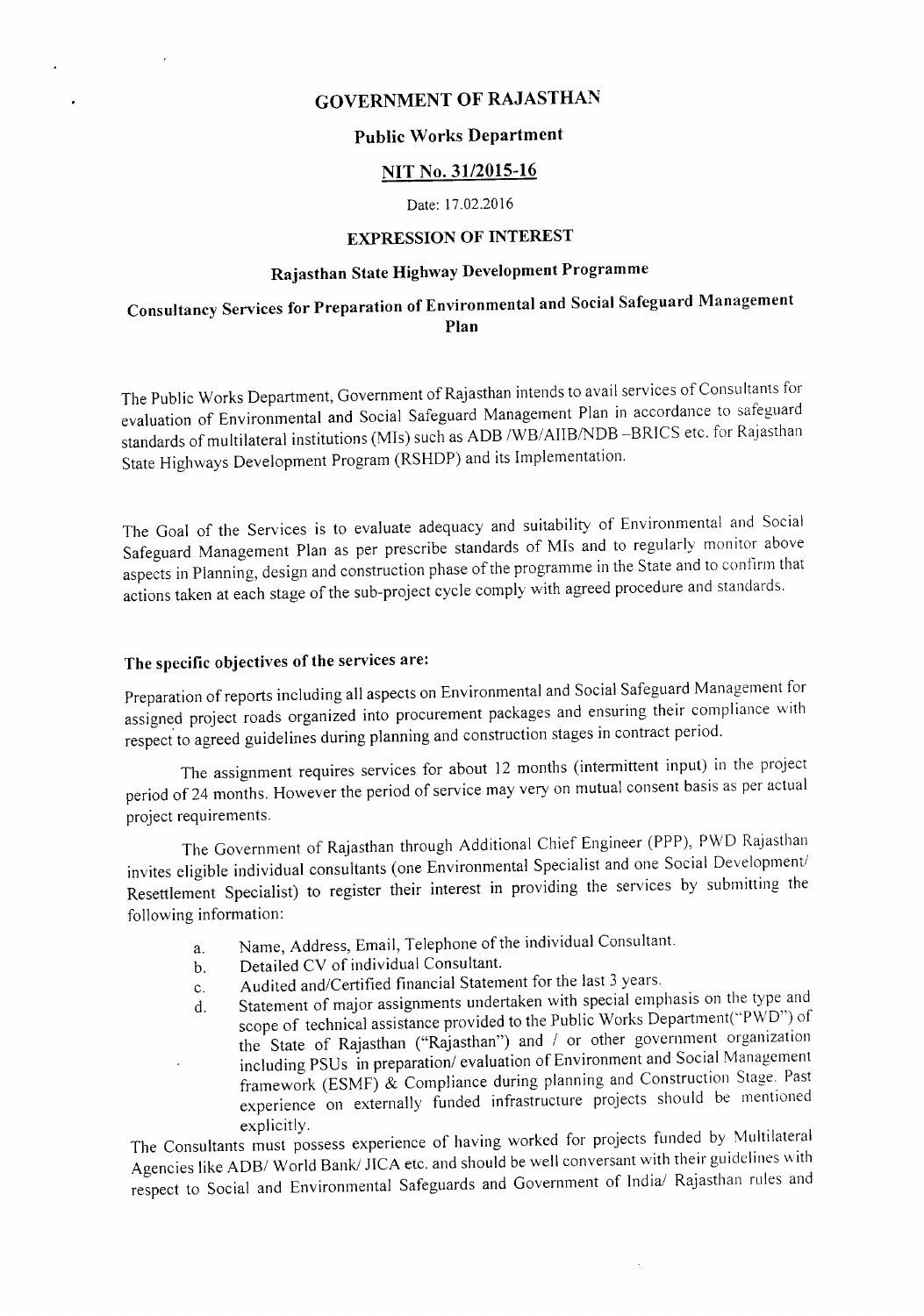# GOVERNMENT OF RAJASTHAN

## Public Works Department

## NIT No. 31/2015-16

Date: 17.02.2016

## EXPRESSION OF INTEREST

## Rajasthan State Highway Development Programme

## Consultancy Services for Preparation of Environmental and Social Safeguard Management Plan

The Public Works Department, Government of Rajasthan intends to avail services of Consultants for evaluation of Environmental and Social Safeguard Management Plan in accordance to safeguard standards of multilateral institutions (MIs) such as ADB /WB/AIIB/NDB –BRICS etc. for Rajasthan State Highways Development Program (RSHDP) and its Implementation.

The Goal of the Services is to evaluate adequacy and suitability of Environmental and Social Safeguard Management Plan as per prescribe standards of MIs and to regularly monitor above aspects in Planning, design and construction phase of the programme in the State and to confirm that actions taken at each stage of the sub-project cycle comply with agreed procedure and standards.

### The specific objectives of the services are:

Preparation of reports including all aspects on Environmental and Social Safeguard Management for assigned project roads organized into procurement packages and ensuring their compliance with respect to agreed guidelines during planning and construction stages in contract period.

The assignment requires services for about 12 months (intermittent input) in the project period of 24 months. However the period of service may very on mutual consent basis as per actual project requirements.

The Government of Rajasthan through Additional Chief Engineer (PPP), PWD Rajasthan invites eligible individual consultants (one Environmental Specialist and one Social Development/ Resettlement Specialist) to register their interest in providing the services by submitting the following information:

a. Name, Address, Email, Telephone of the individual Consultant.
b. Detailed CV of individual Consultant.
c. Audited and/Certified financial Statement for the last 3 years.
d. Statement of major assignments undertaken with special emphasis on the type and scope of technical assistance provided to the Public Works Department("PWD") of the State of Rajasthan ("Rajasthan") and / or other government organization including PSUs in preparation/ evaluation of Environment and Social Management framework (ESMF) & Compliance during planning and Construction Stage. Past experience on externally funded infrastructure projects should be mentioned explicitly.

The Consultants must possess experience of having worked for projects funded by Multilateral Agencies like ADB/ World Bank/ JICA etc. and should be well conversant with their guidelines with respect to Social and Environmental Safeguards and Government of India/ Rajasthan rules and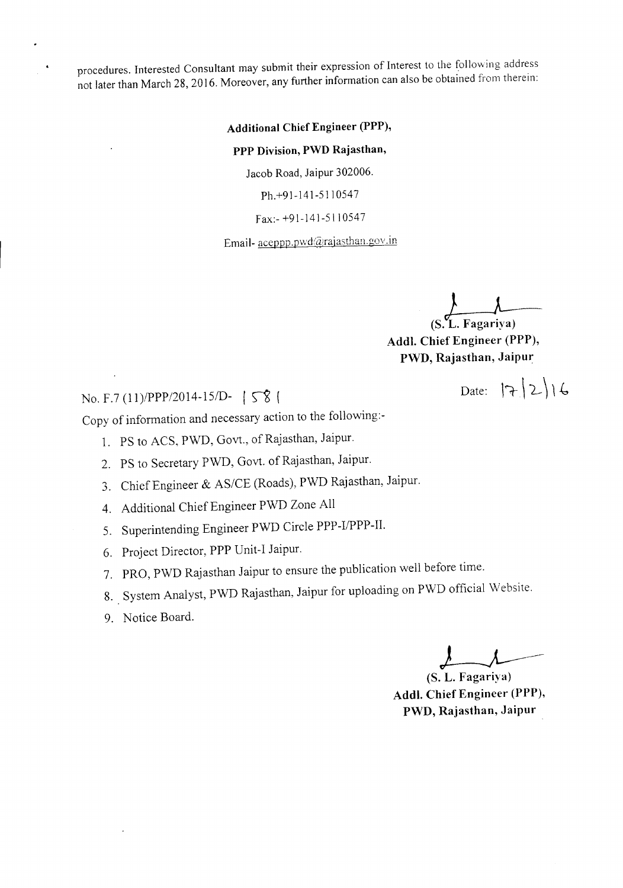procedures. Interested Consultant may submit their expression of Interest to the following address not later than March 28, 2016. Moreover, any further information can also be obtained from therein:

**Additional Chief Engineer (PPP),**

**PPP Division, PWD Rajasthan,**

Jacob Road, Jaipur 302006.

Ph.+91-141-5110547

Fax:- +91-141-5110547

Email- aceppp.pwd@rajasthan.gov.in

(S. L. Fagariya)
**Addl. Chief Engineer (PPP),**
**PWD, Rajasthan, Jaipur**

No. F.7 (11)/PPP/2014-15/D- 1581

Date: 17/2/16

Copy of information and necessary action to the following:-

1. PS to ACS, PWD, Govt., of Rajasthan, Jaipur.
2. PS to Secretary PWD, Govt. of Rajasthan, Jaipur.
3. Chief Engineer & AS/CE (Roads), PWD Rajasthan, Jaipur.
4. Additional Chief Engineer PWD Zone All
5. Superintending Engineer PWD Circle PPP-I/PPP-II.
6. Project Director, PPP Unit-I Jaipur.
7. PRO, PWD Rajasthan Jaipur to ensure the publication well before time.
8. System Analyst, PWD Rajasthan, Jaipur for uploading on PWD official Website.
9. Notice Board.

(S. L. Fagariya)
**Addl. Chief Engineer (PPP),**
**PWD, Rajasthan, Jaipur**